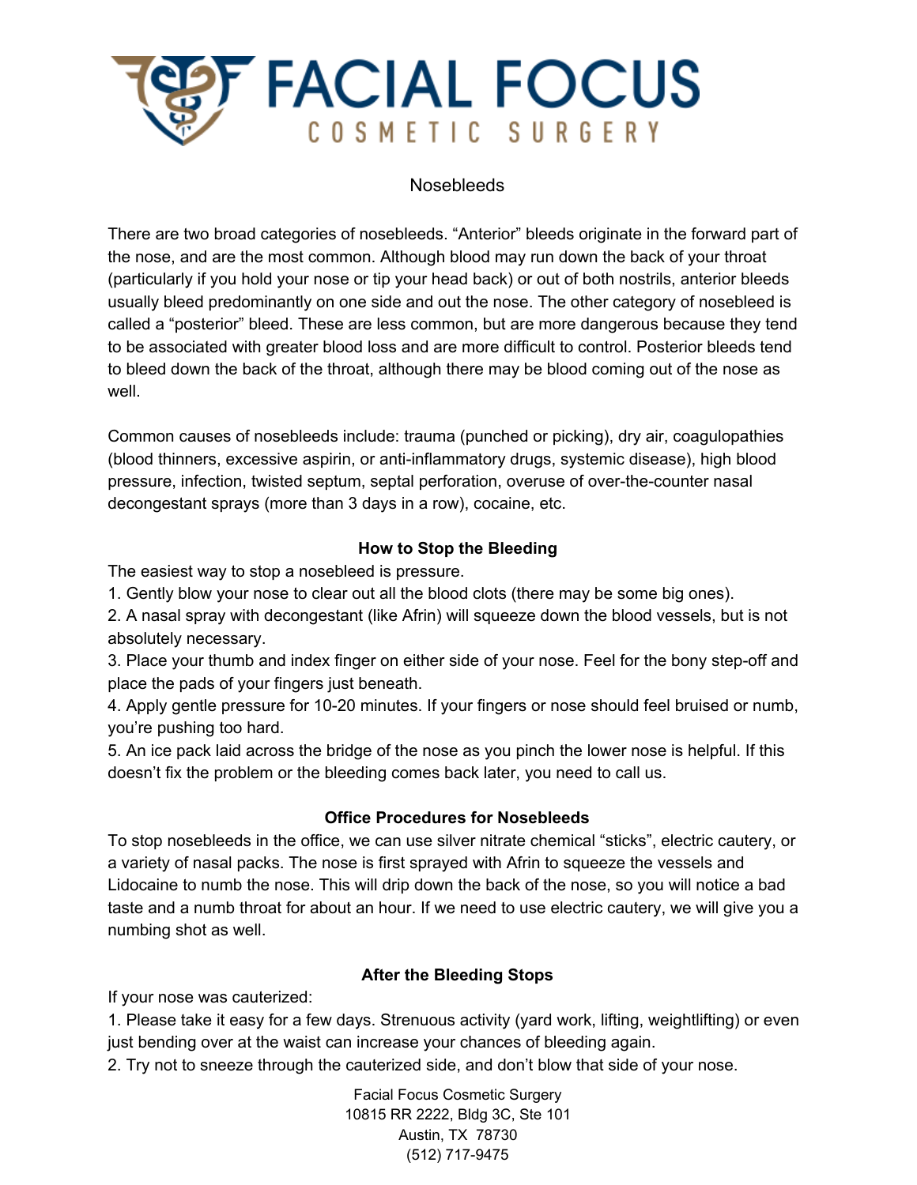FACIAL FOCUS

COSMETIC SURGERY

# Nosebleeds

There are two broad categories of nosebleeds. "Anterior" bleeds originate in the forward part of the nose, and are the most common. Although blood may run down the back of your throat (particularly if you hold your nose or tip your head back) or out of both nostrils, anterior bleeds usually bleed predominantly on one side and out the nose. The other category of nosebleed is called a "posterior" bleed. These are less common, but are more dangerous because they tend to be associated with greater blood loss and are more difficult to control. Posterior bleeds tend to bleed down the back of the throat, although there may be blood coming out of the nose as well.

Common causes of nosebleeds include: trauma (punched or picking), dry air, coagulopathies (blood thinners, excessive aspirin, or anti-inflammatory drugs, systemic disease), high blood pressure, infection, twisted septum, septal perforation, overuse of over-the-counter nasal decongestant sprays (more than 3 days in a row), cocaine, etc.

## How to Stop the Bleeding

The easiest way to stop a nosebleed is pressure.

1. Gently blow your nose to clear out all the blood clots (there may be some big ones).
2. A nasal spray with decongestant (like Afrin) will squeeze down the blood vessels, but is not absolutely necessary.
3. Place your thumb and index finger on either side of your nose. Feel for the bony step-off and place the pads of your fingers just beneath.
4. Apply gentle pressure for 10-20 minutes. If your fingers or nose should feel bruised or numb, you're pushing too hard.
5. An ice pack laid across the bridge of the nose as you pinch the lower nose is helpful. If this doesn't fix the problem or the bleeding comes back later, you need to call us.

## Office Procedures for Nosebleeds

To stop nosebleeds in the office, we can use silver nitrate chemical "sticks", electric cautery, or a variety of nasal packs. The nose is first sprayed with Afrin to squeeze the vessels and Lidocaine to numb the nose. This will drip down the back of the nose, so you will notice a bad taste and a numb throat for about an hour. If we need to use electric cautery, we will give you a numbing shot as well.

## After the Bleeding Stops

If your nose was cauterized:

1. Please take it easy for a few days. Strenuous activity (yard work, lifting, weightlifting) or even just bending over at the waist can increase your chances of bleeding again.
2. Try not to sneeze through the cauterized side, and don't blow that side of your nose.

Facial Focus Cosmetic Surgery
10815 RR 2222, Bldg 3C, Ste 101
Austin, TX 78730
(512) 717-9475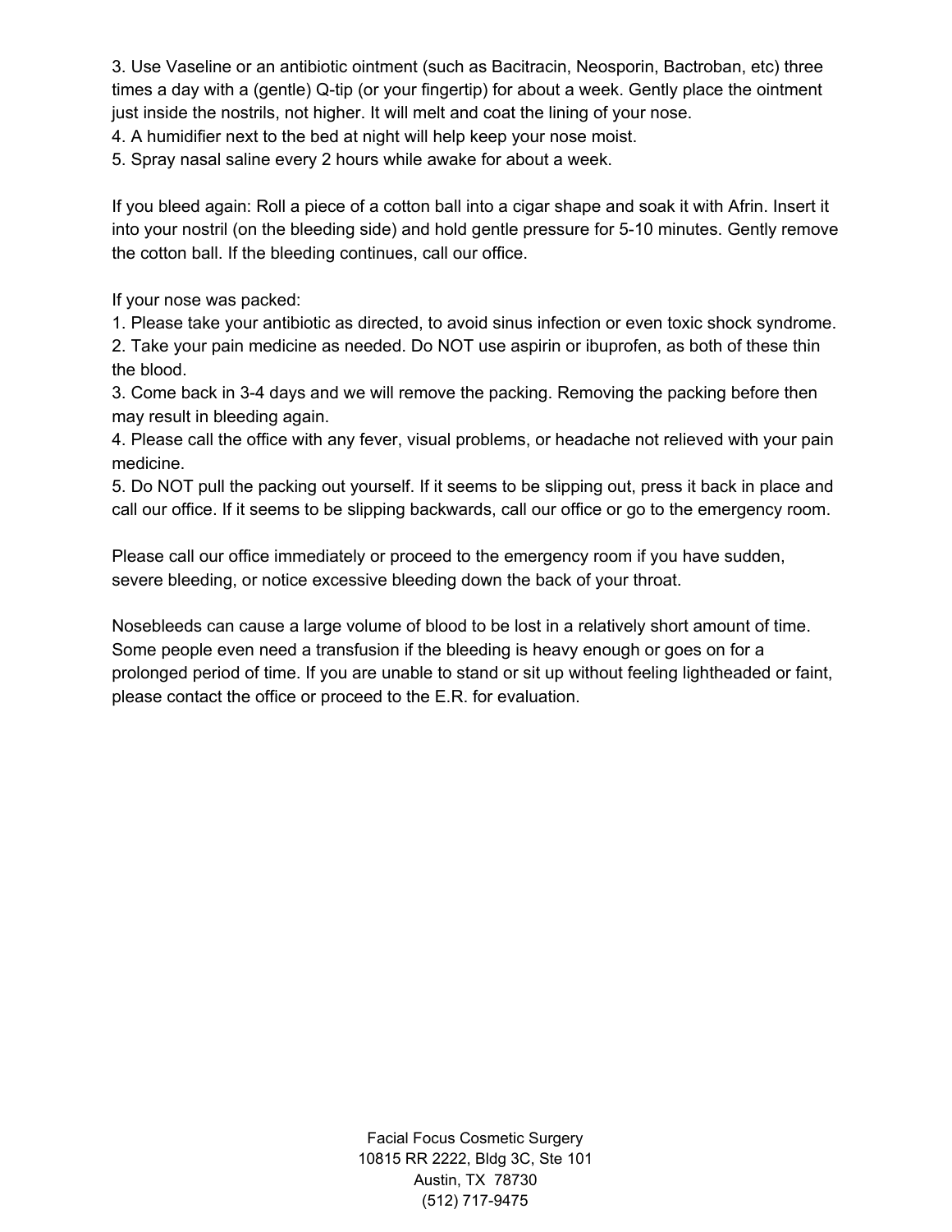3. Use Vaseline or an antibiotic ointment (such as Bacitracin, Neosporin, Bactroban, etc) three times a day with a (gentle) Q-tip (or your fingertip) for about a week. Gently place the ointment just inside the nostrils, not higher. It will melt and coat the lining of your nose.
4. A humidifier next to the bed at night will help keep your nose moist.
5. Spray nasal saline every 2 hours while awake for about a week.

If you bleed again: Roll a piece of a cotton ball into a cigar shape and soak it with Afrin. Insert it into your nostril (on the bleeding side) and hold gentle pressure for 5-10 minutes. Gently remove the cotton ball. If the bleeding continues, call our office.

If your nose was packed:

1. Please take your antibiotic as directed, to avoid sinus infection or even toxic shock syndrome.
2. Take your pain medicine as needed. Do NOT use aspirin or ibuprofen, as both of these thin the blood.
3. Come back in 3-4 days and we will remove the packing. Removing the packing before then may result in bleeding again.
4. Please call the office with any fever, visual problems, or headache not relieved with your pain medicine.
5. Do NOT pull the packing out yourself. If it seems to be slipping out, press it back in place and call our office. If it seems to be slipping backwards, call our office or go to the emergency room.

Please call our office immediately or proceed to the emergency room if you have sudden, severe bleeding, or notice excessive bleeding down the back of your throat.

Nosebleeds can cause a large volume of blood to be lost in a relatively short amount of time. Some people even need a transfusion if the bleeding is heavy enough or goes on for a prolonged period of time. If you are unable to stand or sit up without feeling lightheaded or faint, please contact the office or proceed to the E.R. for evaluation.

Facial Focus Cosmetic Surgery
10815 RR 2222, Bldg 3C, Ste 101
Austin, TX 78730
(512) 717-9475